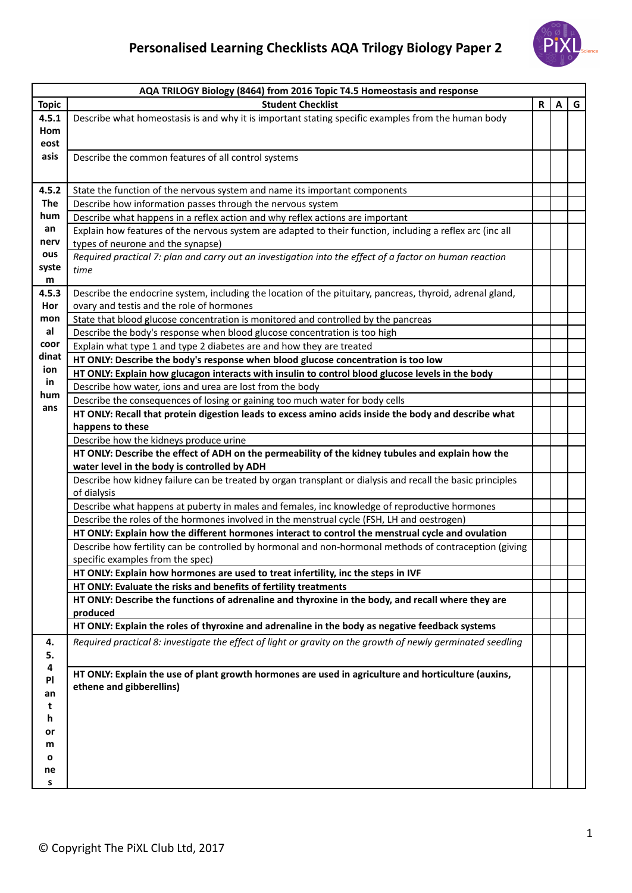# Personalised Learning Checklists AQA Trilogy Biology Paper 2

| AQA TRILOGY Biology (8464) from 2016 Topic T4.5 Homeostasis and response | | | | |
|---|---|---|---|---|
| **Topic** | **Student Checklist** | **R** | **A** | **G** |
| **4.5.1 Homeostasis** | Describe what homeostasis is and why it is important stating specific examples from the human body | | | |
| | Describe the common features of all control systems | | | |
| **4.5.2 The human nervous system** | State the function of the nervous system and name its important components | | | |
| | Describe how information passes through the nervous system | | | |
| | Describe what happens in a reflex action and why reflex actions are important | | | |
| | Explain how features of the nervous system are adapted to their function, including a reflex arc (inc all types of neurone and the synapse) | | | |
| | *Required practical 7: plan and carry out an investigation into the effect of a factor on human reaction time* | | | |
| **4.5.3 Hormonal coordination in humans** | Describe the endocrine system, including the location of the pituitary, pancreas, thyroid, adrenal gland, ovary and testis and the role of hormones | | | |
| | State that blood glucose concentration is monitored and controlled by the pancreas | | | |
| | Describe the body's response when blood glucose concentration is too high | | | |
| | Explain what type 1 and type 2 diabetes are and how they are treated | | | |
| | **HT ONLY: Describe the body's response when blood glucose concentration is too low** | | | |
| | **HT ONLY: Explain how glucagon interacts with insulin to control blood glucose levels in the body** | | | |
| | Describe how water, ions and urea are lost from the body | | | |
| | Describe the consequences of losing or gaining too much water for body cells | | | |
| | **HT ONLY: Recall that protein digestion leads to excess amino acids inside the body and describe what happens to these** | | | |
| | Describe how the kidneys produce urine | | | |
| | **HT ONLY: Describe the effect of ADH on the permeability of the kidney tubules and explain how the water level in the body is controlled by ADH** | | | |
| | Describe how kidney failure can be treated by organ transplant or dialysis and recall the basic principles of dialysis | | | |
| | Describe what happens at puberty in males and females, inc knowledge of reproductive hormones | | | |
| | Describe the roles of the hormones involved in the menstrual cycle (FSH, LH and oestrogen) | | | |
| | **HT ONLY: Explain how the different hormones interact to control the menstrual cycle and ovulation** | | | |
| | Describe how fertility can be controlled by hormonal and non-hormonal methods of contraception (giving specific examples from the spec) | | | |
| | **HT ONLY: Explain how hormones are used to treat infertility, inc the steps in IVF** | | | |
| | **HT ONLY: Evaluate the risks and benefits of fertility treatments** | | | |
| | **HT ONLY: Describe the functions of adrenaline and thyroxine in the body, and recall where they are produced** | | | |
| | **HT ONLY: Explain the roles of thyroxine and adrenaline in the body as negative feedback systems** | | | |
| **4.5.4 Plant hormones** | *Required practical 8: investigate the effect of light or gravity on the growth of newly germinated seedling* | | | |
| | **HT ONLY: Explain the use of plant growth hormones are used in agriculture and horticulture (auxins, ethene and gibberellins)** | | | |

© Copyright The PiXL Club Ltd, 2017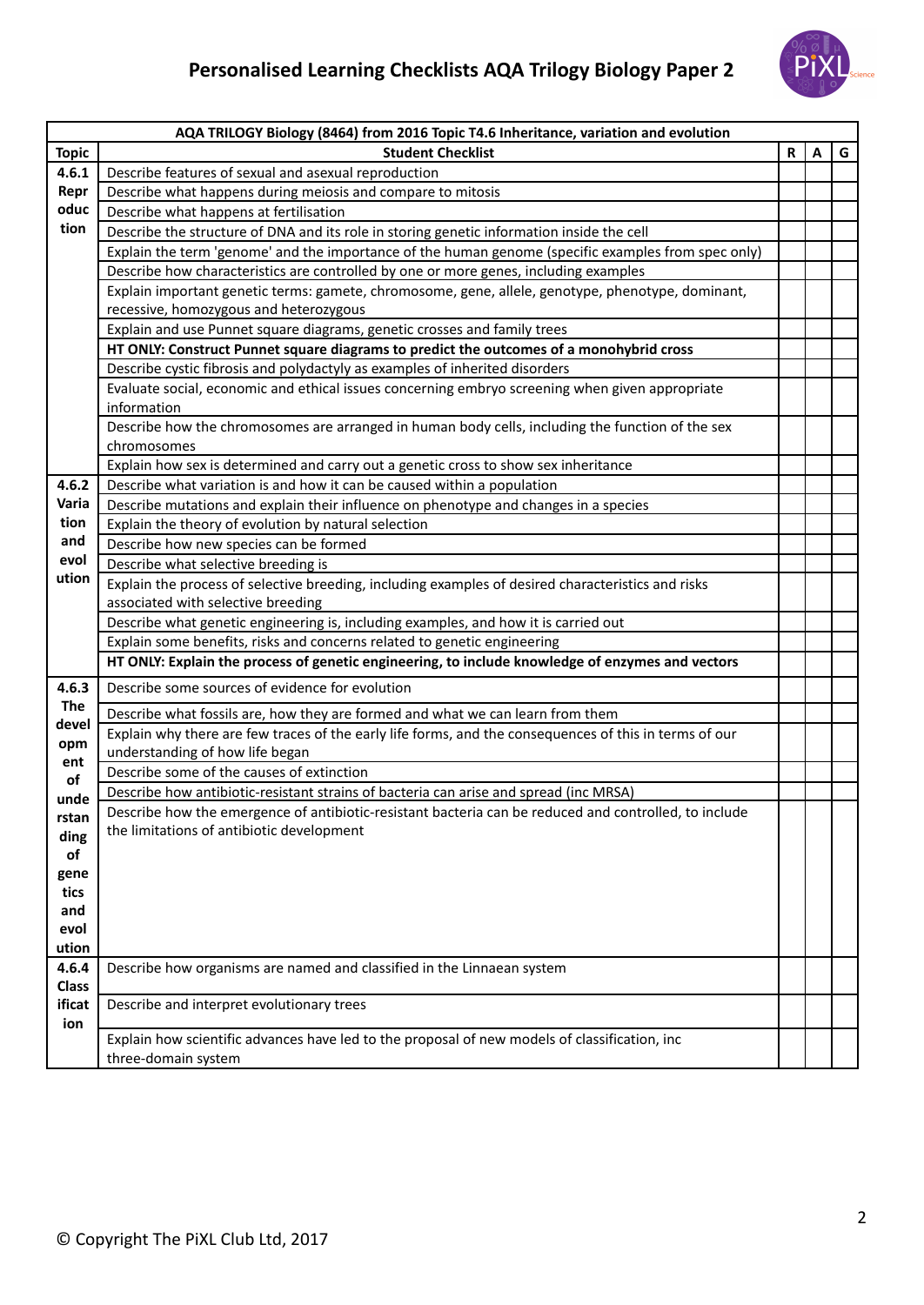# Personalised Learning Checklists AQA Trilogy Biology Paper 2

| AQA TRILOGY Biology (8464) from 2016 Topic T4.6 Inheritance, variation and evolution | | | | |
|---|---|---|---|---|
| **Topic** | **Student Checklist** | **R** | **A** | **G** |
| **4.6.1 Reproduction** | Describe features of sexual and asexual reproduction | | | |
| | Describe what happens during meiosis and compare to mitosis | | | |
| | Describe what happens at fertilisation | | | |
| | Describe the structure of DNA and its role in storing genetic information inside the cell | | | |
| | Explain the term 'genome' and the importance of the human genome (specific examples from spec only) | | | |
| | Describe how characteristics are controlled by one or more genes, including examples | | | |
| | Explain important genetic terms: gamete, chromosome, gene, allele, genotype, phenotype, dominant, recessive, homozygous and heterozygous | | | |
| | Explain and use Punnet square diagrams, genetic crosses and family trees | | | |
| | **HT ONLY: Construct Punnet square diagrams to predict the outcomes of a monohybrid cross** | | | |
| | Describe cystic fibrosis and polydactyly as examples of inherited disorders | | | |
| | Evaluate social, economic and ethical issues concerning embryo screening when given appropriate information | | | |
| | Describe how the chromosomes are arranged in human body cells, including the function of the sex chromosomes | | | |
| | Explain how sex is determined and carry out a genetic cross to show sex inheritance | | | |
| **4.6.2 Variation and evolution** | Describe what variation is and how it can be caused within a population | | | |
| | Describe mutations and explain their influence on phenotype and changes in a species | | | |
| | Explain the theory of evolution by natural selection | | | |
| | Describe how new species can be formed | | | |
| | Describe what selective breeding is | | | |
| | Explain the process of selective breeding, including examples of desired characteristics and risks associated with selective breeding | | | |
| | Describe what genetic engineering is, including examples, and how it is carried out | | | |
| | Explain some benefits, risks and concerns related to genetic engineering | | | |
| | **HT ONLY: Explain the process of genetic engineering, to include knowledge of enzymes and vectors** | | | |
| **4.6.3 The development of understanding of genetics and evolution** | Describe some sources of evidence for evolution | | | |
| | Describe what fossils are, how they are formed and what we can learn from them | | | |
| | Explain why there are few traces of the early life forms, and the consequences of this in terms of our understanding of how life began | | | |
| | Describe some of the causes of extinction | | | |
| | Describe how antibiotic-resistant strains of bacteria can arise and spread (inc MRSA) | | | |
| | Describe how the emergence of antibiotic-resistant bacteria can be reduced and controlled, to include the limitations of antibiotic development | | | |
| **4.6.4 Classification** | Describe how organisms are named and classified in the Linnaean system | | | |
| | Describe and interpret evolutionary trees | | | |
| | Explain how scientific advances have led to the proposal of new models of classification, inc three-domain system | | | |

© Copyright The PiXL Club Ltd, 2017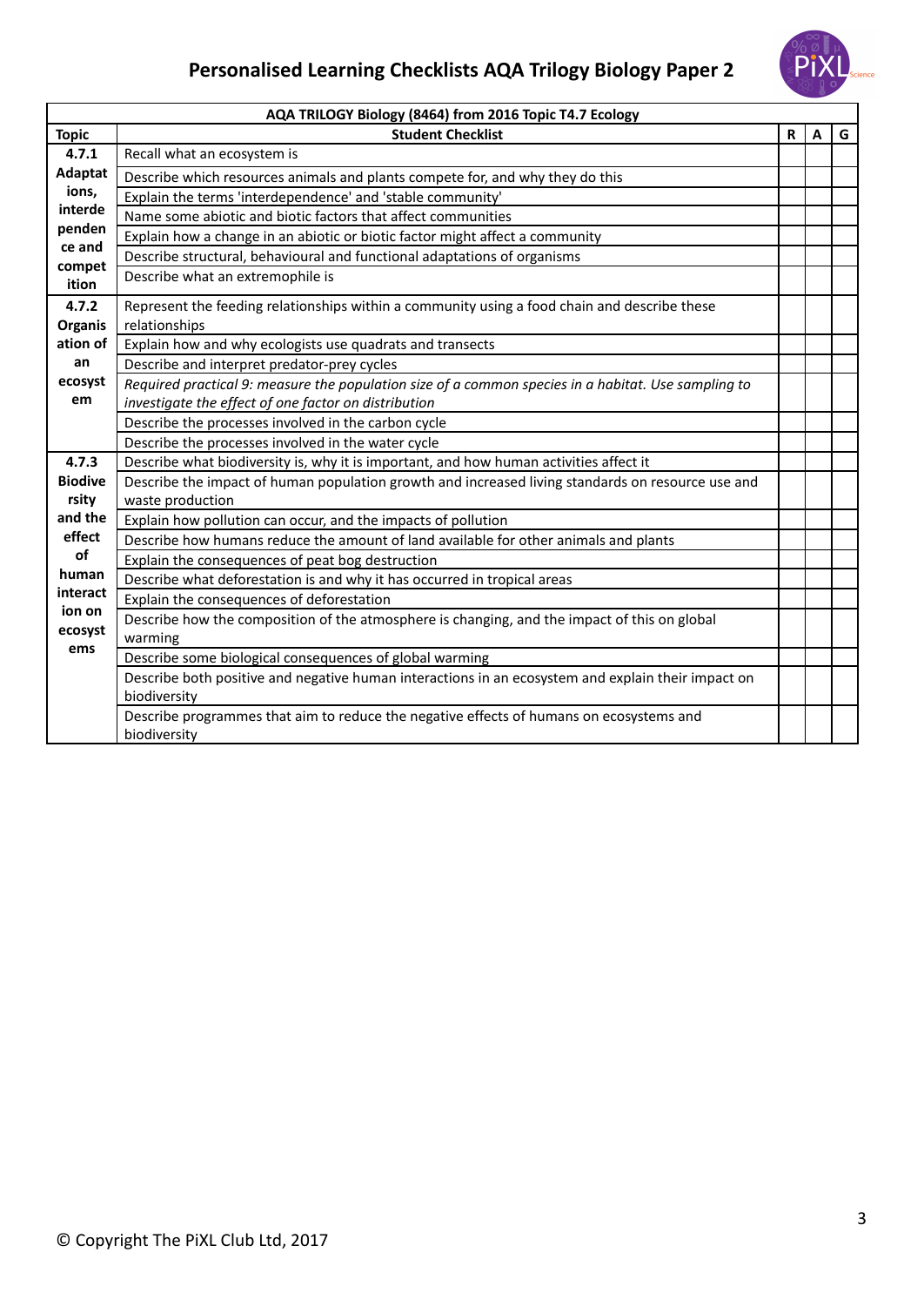# Personalised Learning Checklists AQA Trilogy Biology Paper 2

| AQA TRILOGY Biology (8464) from 2016 Topic T4.7 Ecology | | | | |
|---|---|---|---|---|
| **Topic** | **Student Checklist** | **R** | **A** | **G** |
| **4.7.1 Adaptations, interdependence and competition** | Recall what an ecosystem is | | | |
| | Describe which resources animals and plants compete for, and why they do this | | | |
| | Explain the terms 'interdependence' and 'stable community' | | | |
| | Name some abiotic and biotic factors that affect communities | | | |
| | Explain how a change in an abiotic or biotic factor might affect a community | | | |
| | Describe structural, behavioural and functional adaptations of organisms | | | |
| | Describe what an extremophile is | | | |
| **4.7.2 Organisation of an ecosystem** | Represent the feeding relationships within a community using a food chain and describe these relationships | | | |
| | Explain how and why ecologists use quadrats and transects | | | |
| | Describe and interpret predator-prey cycles | | | |
| | *Required practical 9: measure the population size of a common species in a habitat. Use sampling to investigate the effect of one factor on distribution* | | | |
| | Describe the processes involved in the carbon cycle | | | |
| | Describe the processes involved in the water cycle | | | |
| **4.7.3 Biodiversity and the effect of human interaction on ecosystems** | Describe what biodiversity is, why it is important, and how human activities affect it | | | |
| | Describe the impact of human population growth and increased living standards on resource use and waste production | | | |
| | Explain how pollution can occur, and the impacts of pollution | | | |
| | Describe how humans reduce the amount of land available for other animals and plants | | | |
| | Explain the consequences of peat bog destruction | | | |
| | Describe what deforestation is and why it has occurred in tropical areas | | | |
| | Explain the consequences of deforestation | | | |
| | Describe how the composition of the atmosphere is changing, and the impact of this on global warming | | | |
| | Describe some biological consequences of global warming | | | |
| | Describe both positive and negative human interactions in an ecosystem and explain their impact on biodiversity | | | |
| | Describe programmes that aim to reduce the negative effects of humans on ecosystems and biodiversity | | | |

© Copyright The PiXL Club Ltd, 2017